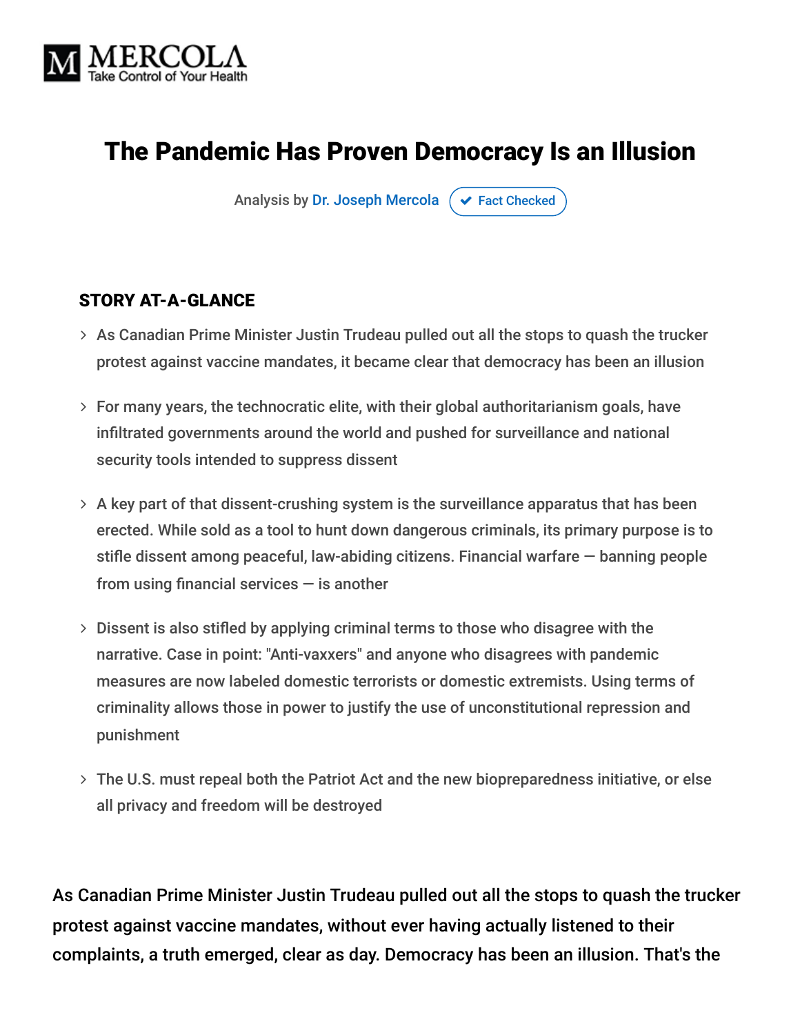# The Pandemic Has Proven Democracy Is an Illusion

Analysis by Dr. Joseph Mercola ✔ Fact Checked

## STORY AT-A-GLANCE

- As Canadian Prime Minister Justin Trudeau pulled out all the stops to quash the trucker protest against vaccine mandates, it became clear that democracy has been an illusion
- For many years, the technocratic elite, with their global authoritarianism goals, have infiltrated governments around the world and pushed for surveillance and national security tools intended to suppress dissent
- A key part of that dissent-crushing system is the surveillance apparatus that has been erected. While sold as a tool to hunt down dangerous criminals, its primary purpose is to stifle dissent among peaceful, law-abiding citizens. Financial warfare — banning people from using financial services — is another
- Dissent is also stifled by applying criminal terms to those who disagree with the narrative. Case in point: "Anti-vaxxers" and anyone who disagrees with pandemic measures are now labeled domestic terrorists or domestic extremists. Using terms of criminality allows those in power to justify the use of unconstitutional repression and punishment
- The U.S. must repeal both the Patriot Act and the new biopreparedness initiative, or else all privacy and freedom will be destroyed

As Canadian Prime Minister Justin Trudeau pulled out all the stops to quash the trucker protest against vaccine mandates, without ever having actually listened to their complaints, a truth emerged, clear as day. Democracy has been an illusion. That's the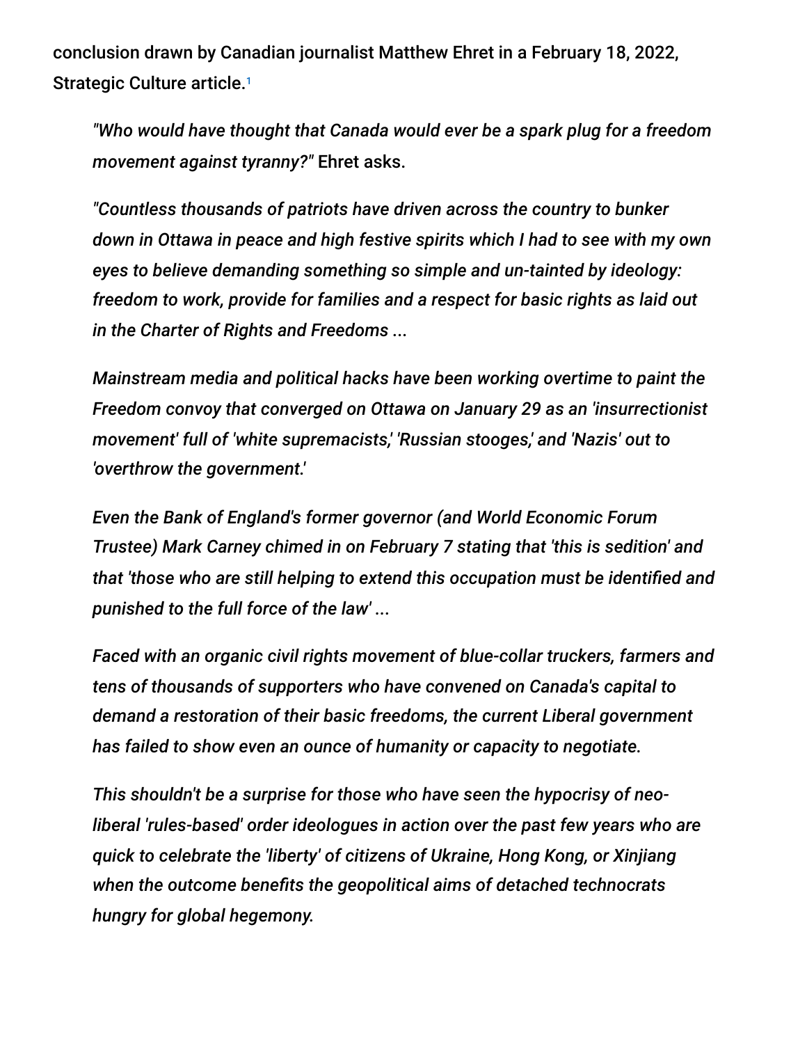conclusion drawn by Canadian journalist Matthew Ehret in a February 18, 2022, Strategic Culture article.[1]

> *"Who would have thought that Canada would ever be a spark plug for a freedom movement against tyranny?"* Ehret asks.
>
> *"Countless thousands of patriots have driven across the country to bunker down in Ottawa in peace and high festive spirits which I had to see with my own eyes to believe demanding something so simple and un-tainted by ideology: freedom to work, provide for families and a respect for basic rights as laid out in the Charter of Rights and Freedoms ...*
>
> *Mainstream media and political hacks have been working overtime to paint the Freedom convoy that converged on Ottawa on January 29 as an 'insurrectionist movement' full of 'white supremacists,' 'Russian stooges,' and 'Nazis' out to 'overthrow the government.'*
>
> *Even the Bank of England's former governor (and World Economic Forum Trustee) Mark Carney chimed in on February 7 stating that 'this is sedition' and that 'those who are still helping to extend this occupation must be identified and punished to the full force of the law' ...*
>
> *Faced with an organic civil rights movement of blue-collar truckers, farmers and tens of thousands of supporters who have convened on Canada's capital to demand a restoration of their basic freedoms, the current Liberal government has failed to show even an ounce of humanity or capacity to negotiate.*
>
> *This shouldn't be a surprise for those who have seen the hypocrisy of neo-liberal 'rules-based' order ideologues in action over the past few years who are quick to celebrate the 'liberty' of citizens of Ukraine, Hong Kong, or Xinjiang when the outcome benefits the geopolitical aims of detached technocrats hungry for global hegemony.*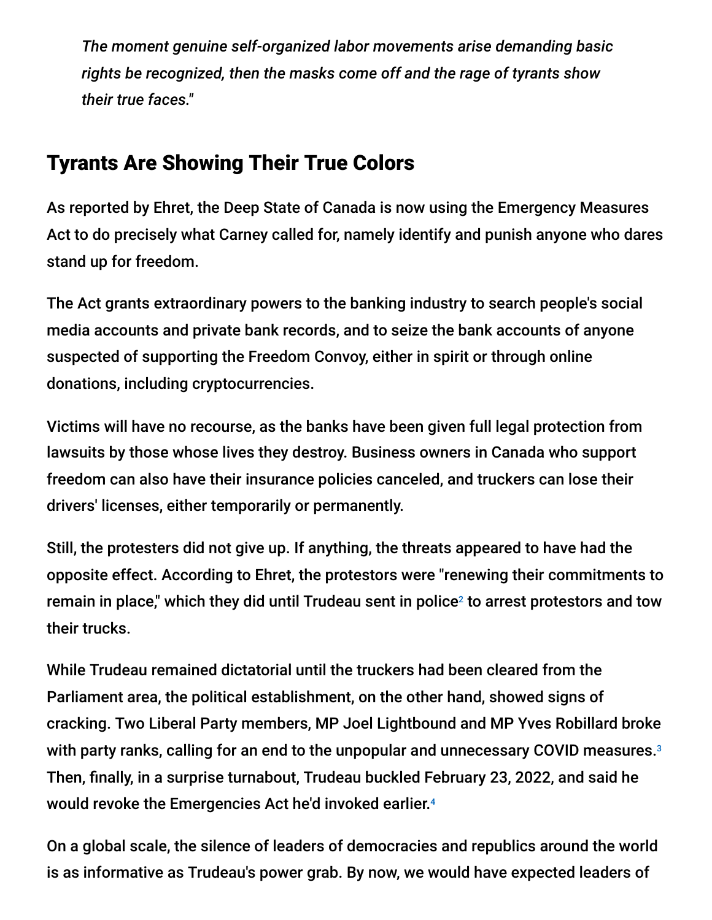*The moment genuine self-organized labor movements arise demanding basic rights be recognized, then the masks come off and the rage of tyrants show their true faces."*

## Tyrants Are Showing Their True Colors

As reported by Ehret, the Deep State of Canada is now using the Emergency Measures Act to do precisely what Carney called for, namely identify and punish anyone who dares stand up for freedom.

The Act grants extraordinary powers to the banking industry to search people's social media accounts and private bank records, and to seize the bank accounts of anyone suspected of supporting the Freedom Convoy, either in spirit or through online donations, including cryptocurrencies.

Victims will have no recourse, as the banks have been given full legal protection from lawsuits by those whose lives they destroy. Business owners in Canada who support freedom can also have their insurance policies canceled, and truckers can lose their drivers' licenses, either temporarily or permanently.

Still, the protesters did not give up. If anything, the threats appeared to have had the opposite effect. According to Ehret, the protestors were "renewing their commitments to remain in place," which they did until Trudeau sent in police[2] to arrest protestors and tow their trucks.

While Trudeau remained dictatorial until the truckers had been cleared from the Parliament area, the political establishment, on the other hand, showed signs of cracking. Two Liberal Party members, MP Joel Lightbound and MP Yves Robillard broke with party ranks, calling for an end to the unpopular and unnecessary COVID measures.[3] Then, finally, in a surprise turnabout, Trudeau buckled February 23, 2022, and said he would revoke the Emergencies Act he'd invoked earlier.[4]

On a global scale, the silence of leaders of democracies and republics around the world is as informative as Trudeau's power grab. By now, we would have expected leaders of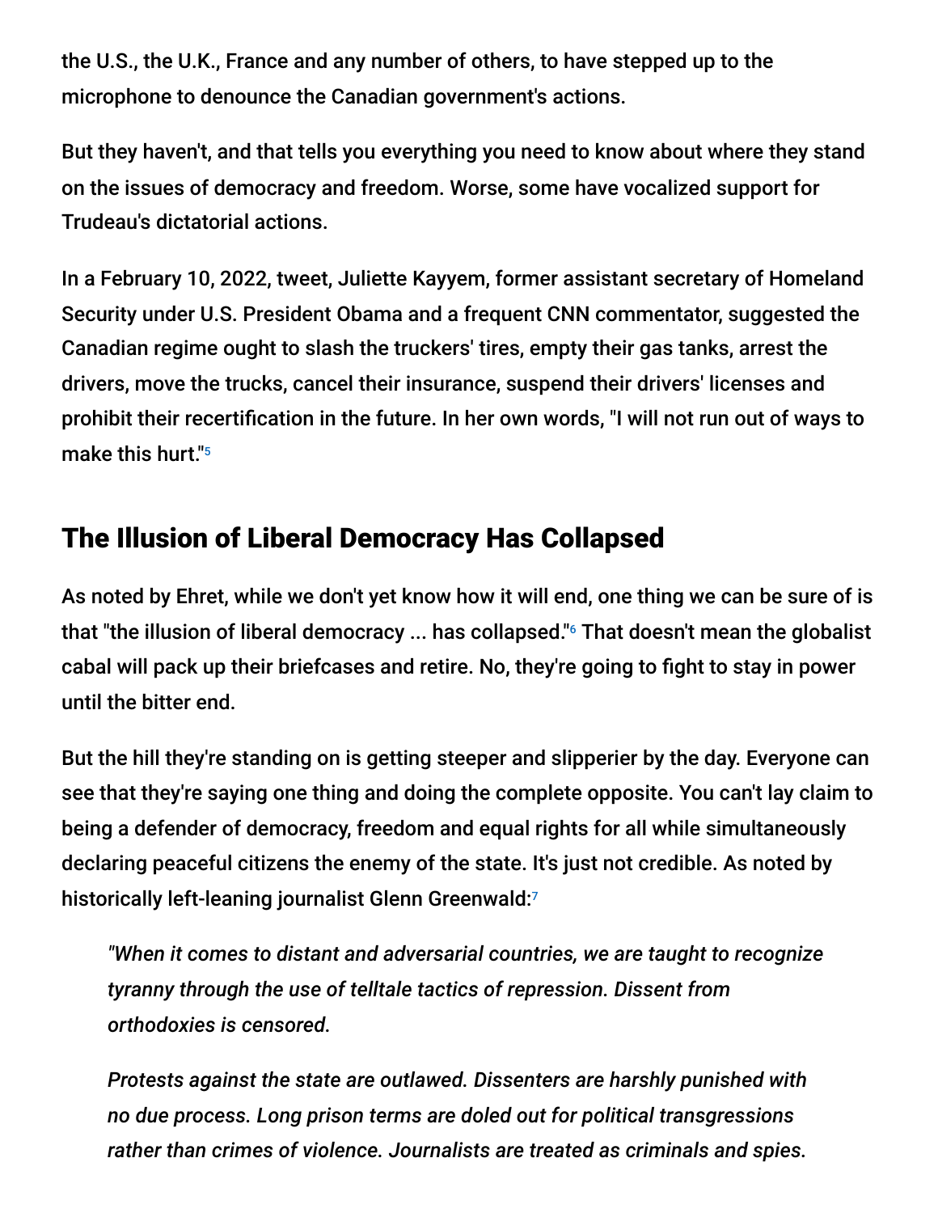the U.S., the U.K., France and any number of others, to have stepped up to the microphone to denounce the Canadian government's actions.

But they haven't, and that tells you everything you need to know about where they stand on the issues of democracy and freedom. Worse, some have vocalized support for Trudeau's dictatorial actions.

In a February 10, 2022, tweet, Juliette Kayyem, former assistant secretary of Homeland Security under U.S. President Obama and a frequent CNN commentator, suggested the Canadian regime ought to slash the truckers' tires, empty their gas tanks, arrest the drivers, move the trucks, cancel their insurance, suspend their drivers' licenses and prohibit their recertification in the future. In her own words, "I will not run out of ways to make this hurt."[5]

## The Illusion of Liberal Democracy Has Collapsed

As noted by Ehret, while we don't yet know how it will end, one thing we can be sure of is that "the illusion of liberal democracy ... has collapsed."[6] That doesn't mean the globalist cabal will pack up their briefcases and retire. No, they're going to fight to stay in power until the bitter end.

But the hill they're standing on is getting steeper and slipperier by the day. Everyone can see that they're saying one thing and doing the complete opposite. You can't lay claim to being a defender of democracy, freedom and equal rights for all while simultaneously declaring peaceful citizens the enemy of the state. It's just not credible. As noted by historically left-leaning journalist Glenn Greenwald:[7]

> *"When it comes to distant and adversarial countries, we are taught to recognize tyranny through the use of telltale tactics of repression. Dissent from orthodoxies is censored.*
>
> *Protests against the state are outlawed. Dissenters are harshly punished with no due process. Long prison terms are doled out for political transgressions rather than crimes of violence. Journalists are treated as criminals and spies.*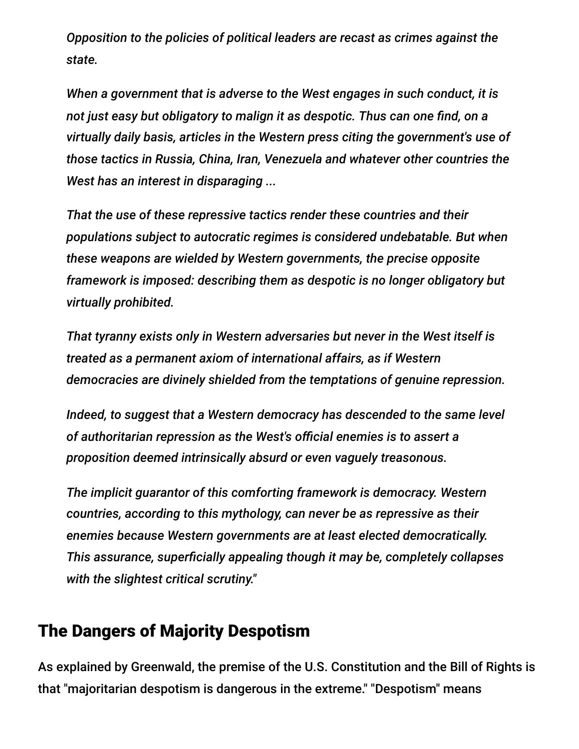> *Opposition to the policies of political leaders are recast as crimes against the state.*
>
> *When a government that is adverse to the West engages in such conduct, it is not just easy but obligatory to malign it as despotic. Thus can one find, on a virtually daily basis, articles in the Western press citing the government's use of those tactics in Russia, China, Iran, Venezuela and whatever other countries the West has an interest in disparaging ...*
>
> *That the use of these repressive tactics render these countries and their populations subject to autocratic regimes is considered undebatable. But when these weapons are wielded by Western governments, the precise opposite framework is imposed: describing them as despotic is no longer obligatory but virtually prohibited.*
>
> *That tyranny exists only in Western adversaries but never in the West itself is treated as a permanent axiom of international affairs, as if Western democracies are divinely shielded from the temptations of genuine repression.*
>
> *Indeed, to suggest that a Western democracy has descended to the same level of authoritarian repression as the West's official enemies is to assert a proposition deemed intrinsically absurd or even vaguely treasonous.*
>
> *The implicit guarantor of this comforting framework is democracy. Western countries, according to this mythology, can never be as repressive as their enemies because Western governments are at least elected democratically. This assurance, superficially appealing though it may be, completely collapses with the slightest critical scrutiny."*

## The Dangers of Majority Despotism

As explained by Greenwald, the premise of the U.S. Constitution and the Bill of Rights is that "majoritarian despotism is dangerous in the extreme." "Despotism" means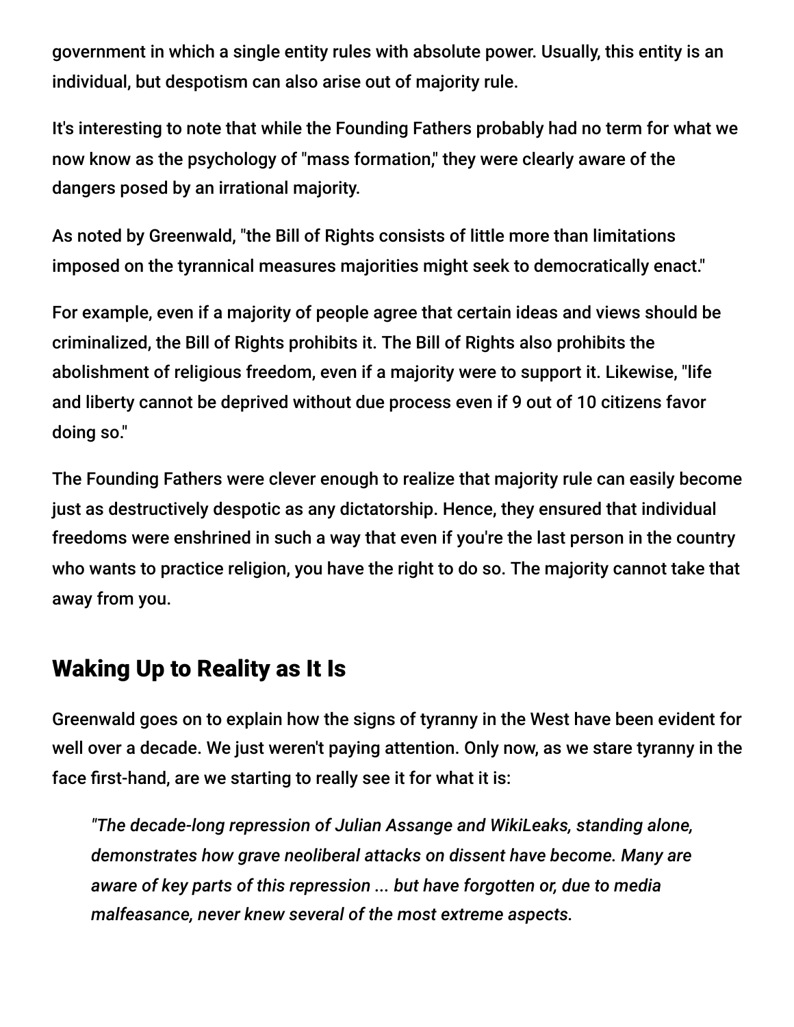government in which a single entity rules with absolute power. Usually, this entity is an individual, but despotism can also arise out of majority rule.

It's interesting to note that while the Founding Fathers probably had no term for what we now know as the psychology of "mass formation," they were clearly aware of the dangers posed by an irrational majority.

As noted by Greenwald, "the Bill of Rights consists of little more than limitations imposed on the tyrannical measures majorities might seek to democratically enact."

For example, even if a majority of people agree that certain ideas and views should be criminalized, the Bill of Rights prohibits it. The Bill of Rights also prohibits the abolishment of religious freedom, even if a majority were to support it. Likewise, "life and liberty cannot be deprived without due process even if 9 out of 10 citizens favor doing so."

The Founding Fathers were clever enough to realize that majority rule can easily become just as destructively despotic as any dictatorship. Hence, they ensured that individual freedoms were enshrined in such a way that even if you're the last person in the country who wants to practice religion, you have the right to do so. The majority cannot take that away from you.

## Waking Up to Reality as It Is

Greenwald goes on to explain how the signs of tyranny in the West have been evident for well over a decade. We just weren't paying attention. Only now, as we stare tyranny in the face first-hand, are we starting to really see it for what it is:

> *"The decade-long repression of Julian Assange and WikiLeaks, standing alone, demonstrates how grave neoliberal attacks on dissent have become. Many are aware of key parts of this repression ... but have forgotten or, due to media malfeasance, never knew several of the most extreme aspects.*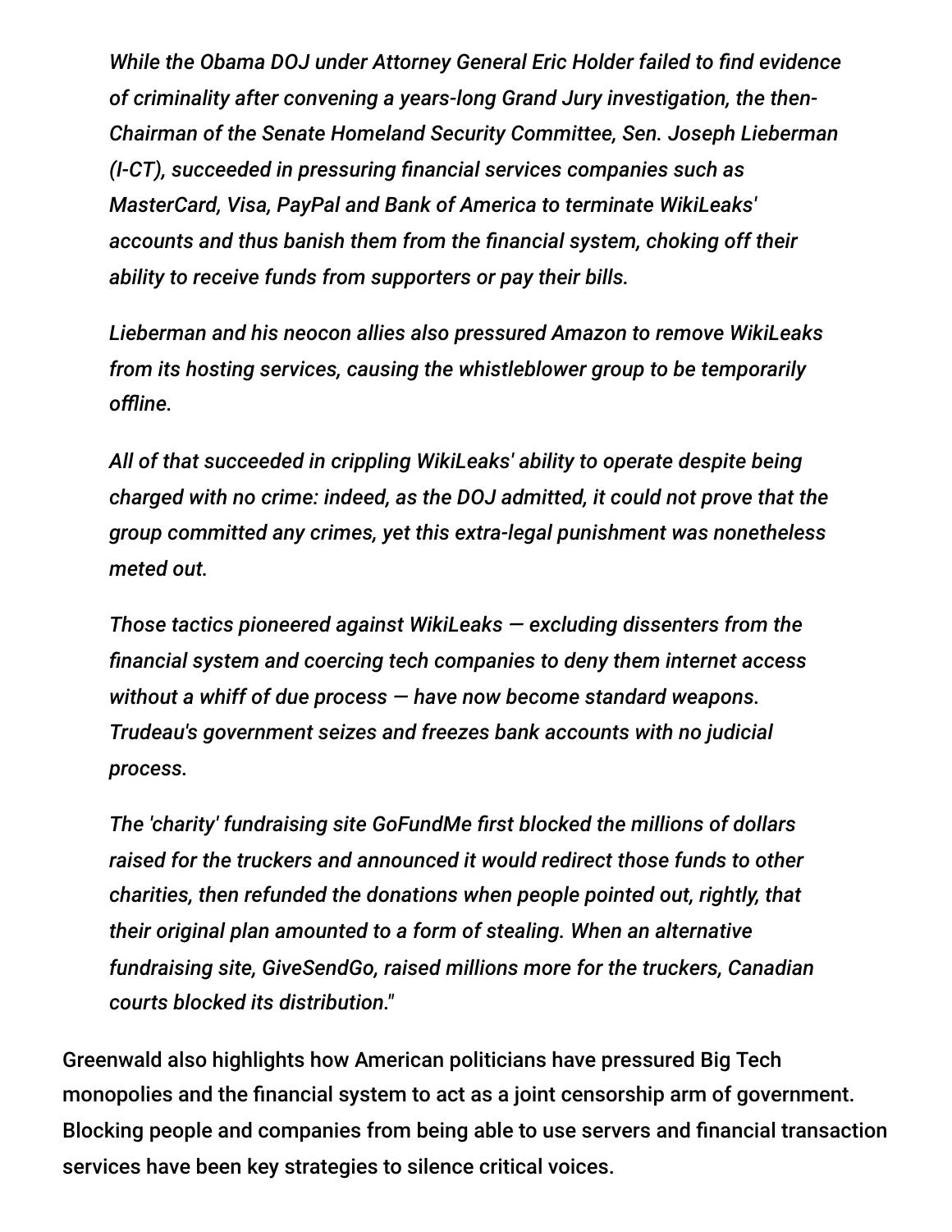*While the Obama DOJ under Attorney General Eric Holder failed to find evidence of criminality after convening a years-long Grand Jury investigation, the then-Chairman of the Senate Homeland Security Committee, Sen. Joseph Lieberman (I-CT), succeeded in pressuring financial services companies such as MasterCard, Visa, PayPal and Bank of America to terminate WikiLeaks' accounts and thus banish them from the financial system, choking off their ability to receive funds from supporters or pay their bills.*

*Lieberman and his neocon allies also pressured Amazon to remove WikiLeaks from its hosting services, causing the whistleblower group to be temporarily offline.*

*All of that succeeded in crippling WikiLeaks' ability to operate despite being charged with no crime: indeed, as the DOJ admitted, it could not prove that the group committed any crimes, yet this extra-legal punishment was nonetheless meted out.*

*Those tactics pioneered against WikiLeaks — excluding dissenters from the financial system and coercing tech companies to deny them internet access without a whiff of due process — have now become standard weapons. Trudeau's government seizes and freezes bank accounts with no judicial process.*

*The 'charity' fundraising site GoFundMe first blocked the millions of dollars raised for the truckers and announced it would redirect those funds to other charities, then refunded the donations when people pointed out, rightly, that their original plan amounted to a form of stealing. When an alternative fundraising site, GiveSendGo, raised millions more for the truckers, Canadian courts blocked its distribution."*

Greenwald also highlights how American politicians have pressured Big Tech monopolies and the financial system to act as a joint censorship arm of government. Blocking people and companies from being able to use servers and financial transaction services have been key strategies to silence critical voices.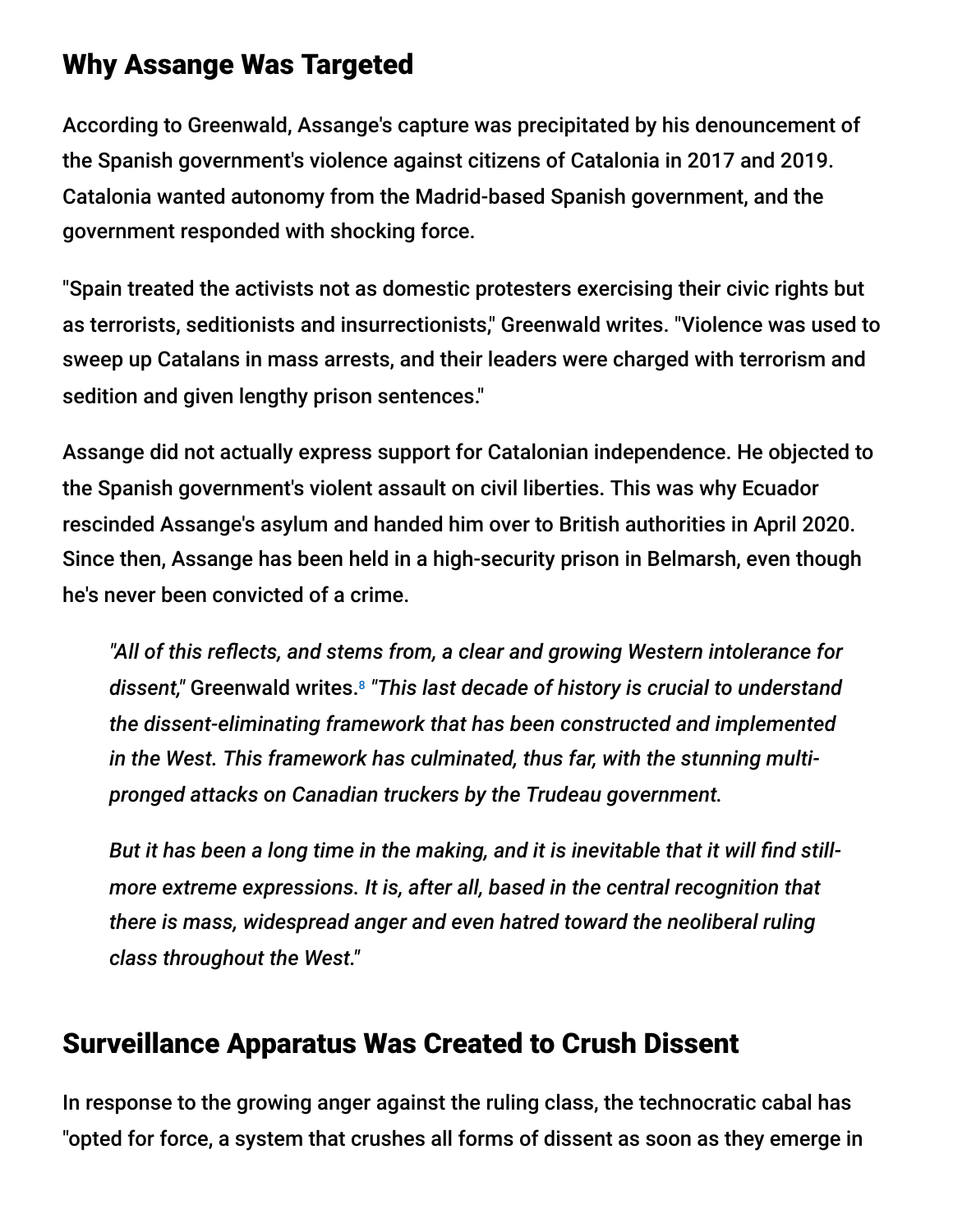## Why Assange Was Targeted

According to Greenwald, Assange's capture was precipitated by his denouncement of the Spanish government's violence against citizens of Catalonia in 2017 and 2019. Catalonia wanted autonomy from the Madrid-based Spanish government, and the government responded with shocking force.

"Spain treated the activists not as domestic protesters exercising their civic rights but as terrorists, seditionists and insurrectionists," Greenwald writes. "Violence was used to sweep up Catalans in mass arrests, and their leaders were charged with terrorism and sedition and given lengthy prison sentences."

Assange did not actually express support for Catalonian independence. He objected to the Spanish government's violent assault on civil liberties. This was why Ecuador rescinded Assange's asylum and handed him over to British authorities in April 2020. Since then, Assange has been held in a high-security prison in Belmarsh, even though he's never been convicted of a crime.

> *"All of this reflects, and stems from, a clear and growing Western intolerance for dissent,"* Greenwald writes.[8] *"This last decade of history is crucial to understand the dissent-eliminating framework that has been constructed and implemented in the West. This framework has culminated, thus far, with the stunning multi-pronged attacks on Canadian truckers by the Trudeau government.*
>
> *But it has been a long time in the making, and it is inevitable that it will find still-more extreme expressions. It is, after all, based in the central recognition that there is mass, widespread anger and even hatred toward the neoliberal ruling class throughout the West."*

## Surveillance Apparatus Was Created to Crush Dissent

In response to the growing anger against the ruling class, the technocratic cabal has "opted for force, a system that crushes all forms of dissent as soon as they emerge in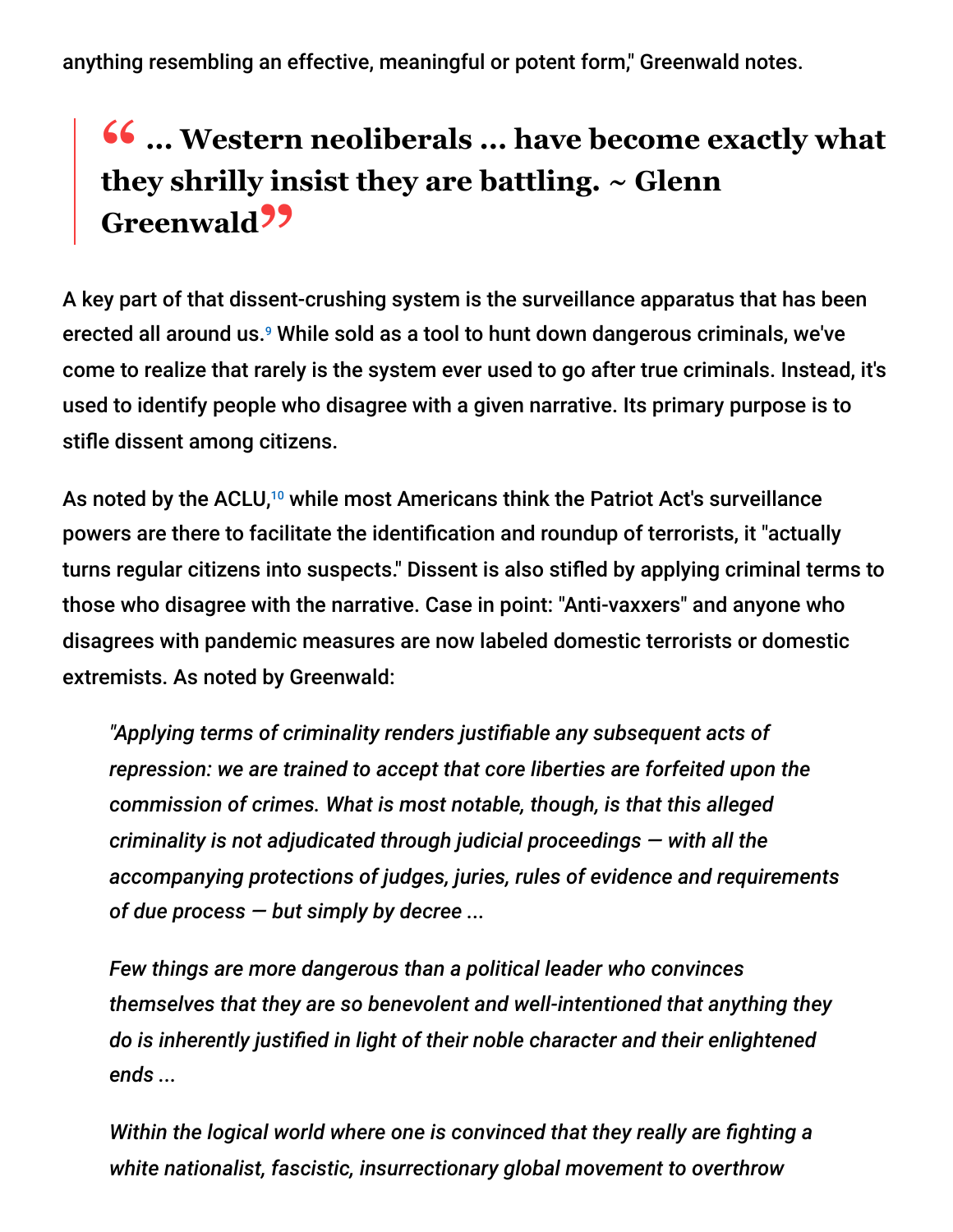anything resembling an effective, meaningful or potent form," Greenwald notes.

> **"... Western neoliberals ... have become exactly what they shrilly insist they are battling. ~ Glenn Greenwald"**

A key part of that dissent-crushing system is the surveillance apparatus that has been erected all around us.[9] While sold as a tool to hunt down dangerous criminals, we've come to realize that rarely is the system ever used to go after true criminals. Instead, it's used to identify people who disagree with a given narrative. Its primary purpose is to stifle dissent among citizens.

As noted by the ACLU,[10] while most Americans think the Patriot Act's surveillance powers are there to facilitate the identification and roundup of terrorists, it "actually turns regular citizens into suspects." Dissent is also stifled by applying criminal terms to those who disagree with the narrative. Case in point: "Anti-vaxxers" and anyone who disagrees with pandemic measures are now labeled domestic terrorists or domestic extremists. As noted by Greenwald:

> *"Applying terms of criminality renders justifiable any subsequent acts of repression: we are trained to accept that core liberties are forfeited upon the commission of crimes. What is most notable, though, is that this alleged criminality is not adjudicated through judicial proceedings — with all the accompanying protections of judges, juries, rules of evidence and requirements of due process — but simply by decree ...*
>
> *Few things are more dangerous than a political leader who convinces themselves that they are so benevolent and well-intentioned that anything they do is inherently justified in light of their noble character and their enlightened ends ...*
>
> *Within the logical world where one is convinced that they really are fighting a white nationalist, fascistic, insurrectionary global movement to overthrow*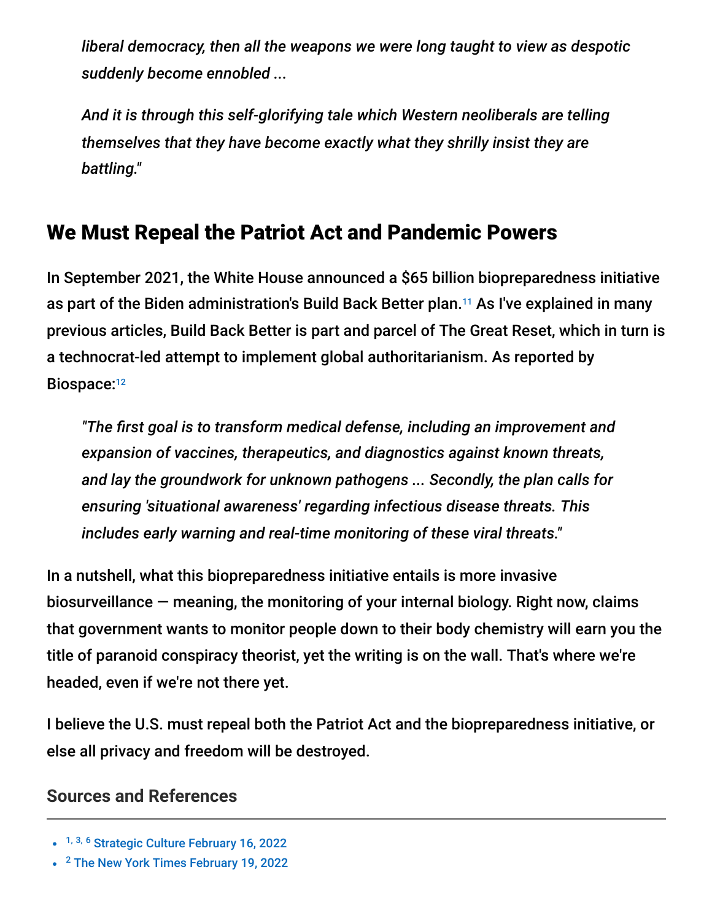> *liberal democracy, then all the weapons we were long taught to view as despotic suddenly become ennobled ...*
>
> *And it is through this self-glorifying tale which Western neoliberals are telling themselves that they have become exactly what they shrilly insist they are battling."*

## We Must Repeal the Patriot Act and Pandemic Powers

In September 2021, the White House announced a $65 billion biopreparedness initiative as part of the Biden administration's Build Back Better plan.[11] As I've explained in many previous articles, Build Back Better is part and parcel of The Great Reset, which in turn is a technocrat-led attempt to implement global authoritarianism. As reported by Biospace:[12]

> *"The first goal is to transform medical defense, including an improvement and expansion of vaccines, therapeutics, and diagnostics against known threats, and lay the groundwork for unknown pathogens ... Secondly, the plan calls for ensuring 'situational awareness' regarding infectious disease threats. This includes early warning and real-time monitoring of these viral threats."*

In a nutshell, what this biopreparedness initiative entails is more invasive biosurveillance — meaning, the monitoring of your internal biology. Right now, claims that government wants to monitor people down to their body chemistry will earn you the title of paranoid conspiracy theorist, yet the writing is on the wall. That's where we're headed, even if we're not there yet.

I believe the U.S. must repeal both the Patriot Act and the biopreparedness initiative, or else all privacy and freedom will be destroyed.

### Sources and References

- [1, 3, 6] Strategic Culture February 16, 2022
- [2] The New York Times February 19, 2022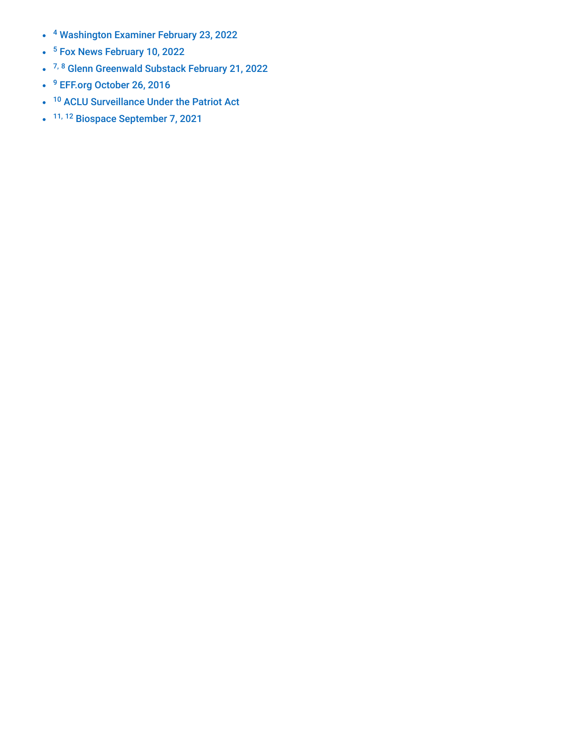- [4] Washington Examiner February 23, 2022
- [5] Fox News February 10, 2022
- [7, 8] Glenn Greenwald Substack February 21, 2022
- [9] EFF.org October 26, 2016
- [10] ACLU Surveillance Under the Patriot Act
- [11, 12] Biospace September 7, 2021